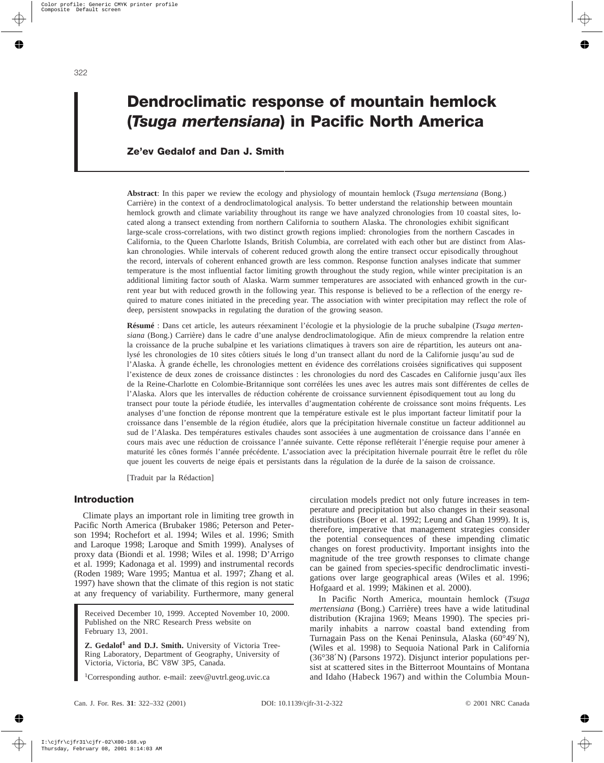# Dendroclimatic response of mountain hemlock (*Tsuga mertensiana*) in Pacific North America

**Ze'ev Gedalof and Dan J. Smith**

**Abstract**: In this paper we review the ecology and physiology of mountain hemlock (*Tsuga mertensiana* (Bong.) Carrière) in the context of a dendroclimatological analysis. To better understand the relationship between mountain hemlock growth and climate variability throughout its range we have analyzed chronologies from 10 coastal sites, located along a transect extending from northern California to southern Alaska. The chronologies exhibit significant large-scale cross-correlations, with two distinct growth regions implied: chronologies from the northern Cascades in California, to the Queen Charlotte Islands, British Columbia, are correlated with each other but are distinct from Alaskan chronologies. While intervals of coherent reduced growth along the entire transect occur episodically throughout the record, intervals of coherent enhanced growth are less common. Response function analyses indicate that summer temperature is the most influential factor limiting growth throughout the study region, while winter precipitation is an additional limiting factor south of Alaska. Warm summer temperatures are associated with enhanced growth in the current year but with reduced growth in the following year. This response is believed to be a reflection of the energy required to mature cones initiated in the preceding year. The association with winter precipitation may reflect the role of deep, persistent snowpacks in regulating the duration of the growing season.

**Résumé** : Dans cet article, les auteurs réexaminent l'écologie et la physiologie de la pruche subalpine (*Tsuga mertensiana* (Bong.) Carrière) dans le cadre d'une analyse dendroclimatologique. Afin de mieux comprendre la relation entre la croissance de la pruche subalpine et les variations climatiques à travers son aire de répartition, les auteurs ont analysé les chronologies de 10 sites côtiers situés le long d'un transect allant du nord de la Californie jusqu'au sud de l'Alaska. À grande échelle, les chronologies mettent en évidence des corrélations croisées significatives qui supposent l'existence de deux zones de croissance distinctes : les chronologies du nord des Cascades en Californie jusqu'aux îles de la Reine-Charlotte en Colombie-Britannique sont corrélées les unes avec les autres mais sont différentes de celles de l'Alaska. Alors que les intervalles de réduction cohérente de croissance surviennent épisodiquement tout au long du transect pour toute la période étudiée, les intervalles d'augmentation cohérente de croissance sont moins fréquents. Les analyses d'une fonction de réponse montrent que la température estivale est le plus important facteur limitatif pour la croissance dans l'ensemble de la région étudiée, alors que la précipitation hivernale constitue un facteur additionnel au sud de l'Alaska. Des températures estivales chaudes sont associées à une augmentation de croissance dans l'année en cours mais avec une réduction de croissance l'année suivante. Cette réponse refléterait l'énergie requise pour amener à maturité les cônes formés l'année précédente. L'association avec la précipitation hivernale pourrait être le reflet du rôle que jouent les couverts de neige épais et persistants dans la régulation de la durée de la saison de croissance.

[Traduit par la Rédaction]

## Introduction

Climate plays an important role in limiting tree growth in Pacific North America (Brubaker 1986; Peterson and Peterson 1994; Rochefort et al. 1994; Wiles et al. 1996; Smith and Laroque 1998; Laroque and Smith 1999). Analyses of proxy data (Biondi et al. 1998; Wiles et al. 1998; D'Arrigo et al. 1999; Kadonaga et al. 1999) and instrumental records (Roden 1989; Ware 1995; Mantua et al. 1997; Zhang et al. 1997) have shown that the climate of this region is not static at any frequency of variability. Furthermore, many general circulation models predict not only future increases in temperature and precipitation but also changes in their seasonal distributions (Boer et al. 1992; Leung and Ghan 1999). It is, therefore, imperative that management strategies consider the potential consequences of these impending climatic changes on forest productivity. Important insights into the magnitude of the tree growth responses to climate change can be gained from species-specific dendroclimatic investigations over large geographical areas (Wiles et al. 1996; Hofgaard et al. 1999; Mäkinen et al. 2000).

In Pacific North America, mountain hemlock (*Tsuga mertensiana* (Bong.) Carrière) trees have a wide latitudinal distribution (Krajina 1969; Means 1990). The species primarily inhabits a narrow coastal band extending from Turnagain Pass on the Kenai Peninsula, Alaska (60°49′N), (Wiles et al. 1998) to Sequoia National Park in California (36°38′N) (Parsons 1972). Disjunct interior populations persist at scattered sites in the Bitterroot Mountains of Montana and Idaho (Habeck 1967) and within the Columbia Moun-

Received December 10, 1999. Accepted November 10, 2000. Published on the NRC Research Press website on February 13, 2001.

**Z. Gedalof[1] and D.J. Smith.** University of Victoria Tree-Ring Laboratory, Department of Geography, University of Victoria, Victoria, BC V8W 3P5, Canada.

[1]Corresponding author. e-mail: zeev@uvtrl.geog.uvic.ca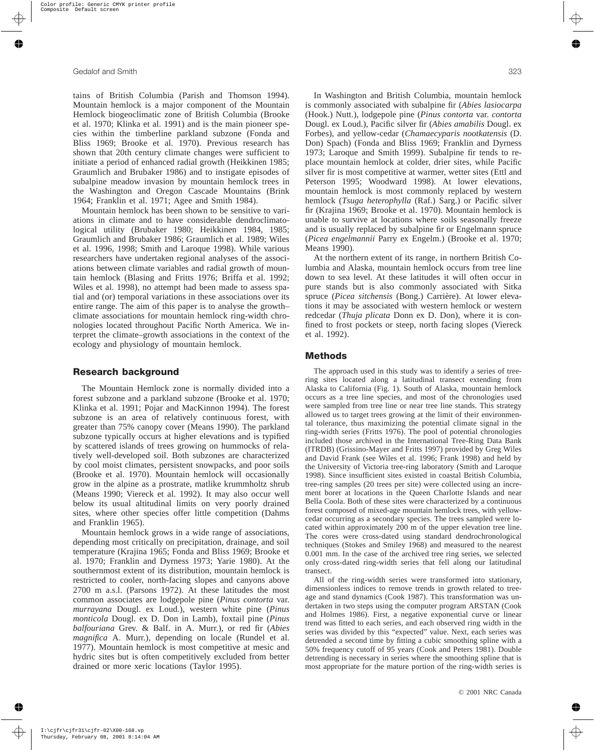tains of British Columbia (Parish and Thomson 1994). Mountain hemlock is a major component of the Mountain Hemlock biogeoclimatic zone of British Columbia (Brooke et al. 1970; Klinka et al. 1991) and is the main pioneer species within the timberline parkland subzone (Fonda and Bliss 1969; Brooke et al. 1970). Previous research has shown that 20th century climate changes were sufficient to initiate a period of enhanced radial growth (Heikkinen 1985; Graumlich and Brubaker 1986) and to instigate episodes of subalpine meadow invasion by mountain hemlock trees in the Washington and Oregon Cascade Mountains (Brink 1964; Franklin et al. 1971; Agee and Smith 1984).

Mountain hemlock has been shown to be sensitive to variations in climate and to have considerable dendroclimatological utility (Brubaker 1980; Heikkinen 1984, 1985; Graumlich and Brubaker 1986; Graumlich et al. 1989; Wiles et al. 1996, 1998; Smith and Laroque 1998). While various researchers have undertaken regional analyses of the associations between climate variables and radial growth of mountain hemlock (Blasing and Fritts 1976; Briffa et al. 1992; Wiles et al. 1998), no attempt had been made to assess spatial and (or) temporal variations in these associations over its entire range. The aim of this paper is to analyse the growth–climate associations for mountain hemlock ring-width chronologies located throughout Pacific North America. We interpret the climate–growth associations in the context of the ecology and physiology of mountain hemlock.

## Research background

The Mountain Hemlock zone is normally divided into a forest subzone and a parkland subzone (Brooke et al. 1970; Klinka et al. 1991; Pojar and MacKinnon 1994). The forest subzone is an area of relatively continuous forest, with greater than 75% canopy cover (Means 1990). The parkland subzone typically occurs at higher elevations and is typified by scattered islands of trees growing on hummocks of relatively well-developed soil. Both subzones are characterized by cool moist climates, persistent snowpacks, and poor soils (Brooke et al. 1970). Mountain hemlock will occasionally grow in the alpine as a prostrate, matlike krummholtz shrub (Means 1990; Viereck et al. 1992). It may also occur well below its usual altitudinal limits on very poorly drained sites, where other species offer little competition (Dahms and Franklin 1965).

Mountain hemlock grows in a wide range of associations, depending most critically on precipitation, drainage, and soil temperature (Krajina 1965; Fonda and Bliss 1969; Brooke et al. 1970; Franklin and Dyrness 1973; Yarie 1980). At the southernmost extent of its distribution, mountain hemlock is restricted to cooler, north-facing slopes and canyons above 2700 m a.s.l. (Parsons 1972). At these latitudes the most common associates are lodgepole pine (*Pinus contorta* var. *murrayana* Dougl. ex Loud.), western white pine (*Pinus monticola* Dougl. ex D. Don in Lamb), foxtail pine (*Pinus balfouriana* Grev. & Balf. in A. Murr.), or red fir (*Abies magnifica* A. Murr.), depending on locale (Rundel et al. 1977). Mountain hemlock is most competitive at mesic and hydric sites but is often competitively excluded from better drained or more xeric locations (Taylor 1995).

In Washington and British Columbia, mountain hemlock is commonly associated with subalpine fir (*Abies lasiocarpa* (Hook.) Nutt.), lodgepole pine (*Pinus contorta* var. *contorta* Dougl. ex Loud.), Pacific silver fir (*Abies amabilis* Dougl. ex Forbes), and yellow-cedar (*Chamaecyparis nootkatensis* (D. Don) Spach) (Fonda and Bliss 1969; Franklin and Dyrness 1973; Laroque and Smith 1999). Subalpine fir tends to replace mountain hemlock at colder, drier sites, while Pacific silver fir is most competitive at warmer, wetter sites (Ettl and Peterson 1995; Woodward 1998). At lower elevations, mountain hemlock is most commonly replaced by western hemlock (*Tsuga heterophylla* (Raf.) Sarg.) or Pacific silver fir (Krajina 1969; Brooke et al. 1970). Mountain hemlock is unable to survive at locations where soils seasonally freeze and is usually replaced by subalpine fir or Engelmann spruce (*Picea engelmannii* Parry ex Engelm.) (Brooke et al. 1970; Means 1990).

At the northern extent of its range, in northern British Columbia and Alaska, mountain hemlock occurs from tree line down to sea level. At these latitudes it will often occur in pure stands but is also commonly associated with Sitka spruce (*Picea sitchensis* (Bong.) Carrière). At lower elevations it may be associated with western hemlock or western redcedar (*Thuja plicata* Donn ex D. Don), where it is confined to frost pockets or steep, north facing slopes (Viereck et al. 1992).

## Methods

The approach used in this study was to identify a series of tree-ring sites located along a latitudinal transect extending from Alaska to California (Fig. 1). South of Alaska, mountain hemlock occurs as a tree line species, and most of the chronologies used were sampled from tree line or near tree line stands. This strategy allowed us to target trees growing at the limit of their environmental tolerance, thus maximizing the potential climate signal in the ring-width series (Fritts 1976). The pool of potential chronologies included those archived in the International Tree-Ring Data Bank (ITRDB) (Grissino-Mayer and Fritts 1997) provided by Greg Wiles and David Frank (see Wiles et al. 1996; Frank 1998) and held by the University of Victoria tree-ring laboratory (Smith and Laroque 1998). Since insufficient sites existed in coastal British Columbia, tree-ring samples (20 trees per site) were collected using an increment borer at locations in the Queen Charlotte Islands and near Bella Coola. Both of these sites were characterized by a continuous forest composed of mixed-age mountain hemlock trees, with yellow-cedar occurring as a secondary species. The trees sampled were located within approximately 200 m of the upper elevation tree line. The cores were cross-dated using standard dendrochronological techniques (Stokes and Smiley 1968) and measured to the nearest 0.001 mm. In the case of the archived tree ring series, we selected only cross-dated ring-width series that fell along our latitudinal transect.

All of the ring-width series were transformed into stationary, dimensionless indices to remove trends in growth related to tree-age and stand dynamics (Cook 1987). This transformation was undertaken in two steps using the computer program ARSTAN (Cook and Holmes 1986). First, a negative exponential curve or linear trend was fitted to each series, and each observed ring width in the series was divided by this "expected" value. Next, each series was detrended a second time by fitting a cubic smoothing spline with a 50% frequency cutoff of 95 years (Cook and Peters 1981). Double detrending is necessary in series where the smoothing spline that is most appropriate for the mature portion of the ring-width series is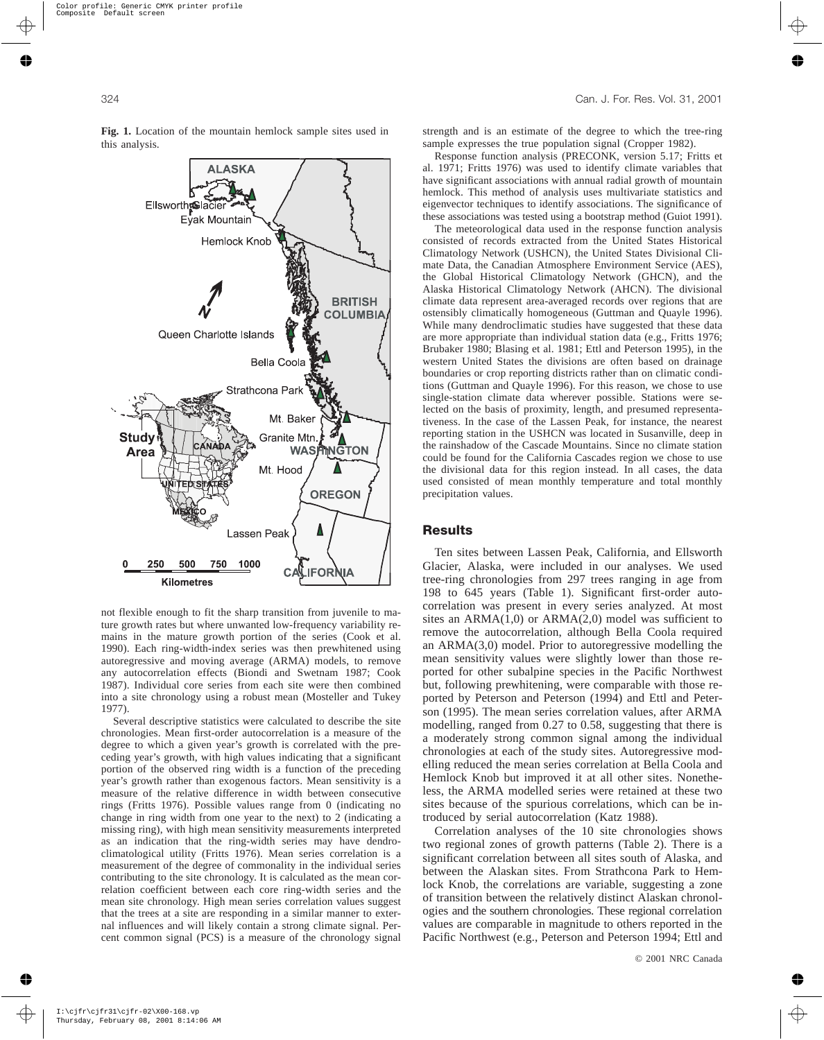**Fig. 1.** Location of the mountain hemlock sample sites used in this analysis.

not flexible enough to fit the sharp transition from juvenile to mature growth rates but where unwanted low-frequency variability remains in the mature growth portion of the series (Cook et al. 1990). Each ring-width-index series was then prewhitened using autoregressive and moving average (ARMA) models, to remove any autocorrelation effects (Biondi and Swetnam 1987; Cook 1987). Individual core series from each site were then combined into a site chronology using a robust mean (Mosteller and Tukey 1977).

Several descriptive statistics were calculated to describe the site chronologies. Mean first-order autocorrelation is a measure of the degree to which a given year's growth is correlated with the preceding year's growth, with high values indicating that a significant portion of the observed ring width is a function of the preceding year's growth rather than exogenous factors. Mean sensitivity is a measure of the relative difference in width between consecutive rings (Fritts 1976). Possible values range from 0 (indicating no change in ring width from one year to the next) to 2 (indicating a missing ring), with high mean sensitivity measurements interpreted as an indication that the ring-width series may have dendroclimatological utility (Fritts 1976). Mean series correlation is a measurement of the degree of commonality in the individual series contributing to the site chronology. It is calculated as the mean correlation coefficient between each core ring-width series and the mean site chronology. High mean series correlation values suggest that the trees at a site are responding in a similar manner to external influences and will likely contain a strong climate signal. Percent common signal (PCS) is a measure of the chronology signal strength and is an estimate of the degree to which the tree-ring sample expresses the true population signal (Cropper 1982).

Response function analysis (PRECONK, version 5.17; Fritts et al. 1971; Fritts 1976) was used to identify climate variables that have significant associations with annual radial growth of mountain hemlock. This method of analysis uses multivariate statistics and eigenvector techniques to identify associations. The significance of these associations was tested using a bootstrap method (Guiot 1991).

The meteorological data used in the response function analysis consisted of records extracted from the United States Historical Climatology Network (USHCN), the United States Divisional Climate Data, the Canadian Atmosphere Environment Service (AES), the Global Historical Climatology Network (GHCN), and the Alaska Historical Climatology Network (AHCN). The divisional climate data represent area-averaged records over regions that are ostensibly climatically homogeneous (Guttman and Quayle 1996). While many dendroclimatic studies have suggested that these data are more appropriate than individual station data (e.g., Fritts 1976; Brubaker 1980; Blasing et al. 1981; Ettl and Peterson 1995), in the western United States the divisions are often based on drainage boundaries or crop reporting districts rather than on climatic conditions (Guttman and Quayle 1996). For this reason, we chose to use single-station climate data wherever possible. Stations were selected on the basis of proximity, length, and presumed representativeness. In the case of the Lassen Peak, for instance, the nearest reporting station in the USHCN was located in Susanville, deep in the rainshadow of the Cascade Mountains. Since no climate station could be found for the California Cascades region we chose to use the divisional data for this region instead. In all cases, the data used consisted of mean monthly temperature and total monthly precipitation values.

## Results

Ten sites between Lassen Peak, California, and Ellsworth Glacier, Alaska, were included in our analyses. We used tree-ring chronologies from 297 trees ranging in age from 198 to 645 years (Table 1). Significant first-order autocorrelation was present in every series analyzed. At most sites an ARMA(1,0) or ARMA(2,0) model was sufficient to remove the autocorrelation, although Bella Coola required an ARMA(3,0) model. Prior to autoregressive modelling the mean sensitivity values were slightly lower than those reported for other subalpine species in the Pacific Northwest but, following prewhitening, were comparable with those reported by Peterson and Peterson (1994) and Ettl and Peterson (1995). The mean series correlation values, after ARMA modelling, ranged from 0.27 to 0.58, suggesting that there is a moderately strong common signal among the individual chronologies at each of the study sites. Autoregressive modelling reduced the mean series correlation at Bella Coola and Hemlock Knob but improved it at all other sites. Nonetheless, the ARMA modelled series were retained at these two sites because of the spurious correlations, which can be introduced by serial autocorrelation (Katz 1988).

Correlation analyses of the 10 site chronologies shows two regional zones of growth patterns (Table 2). There is a significant correlation between all sites south of Alaska, and between the Alaskan sites. From Strathcona Park to Hemlock Knob, the correlations are variable, suggesting a zone of transition between the relatively distinct Alaskan chronologies and the southern chronologies. These regional correlation values are comparable in magnitude to others reported in the Pacific Northwest (e.g., Peterson and Peterson 1994; Ettl and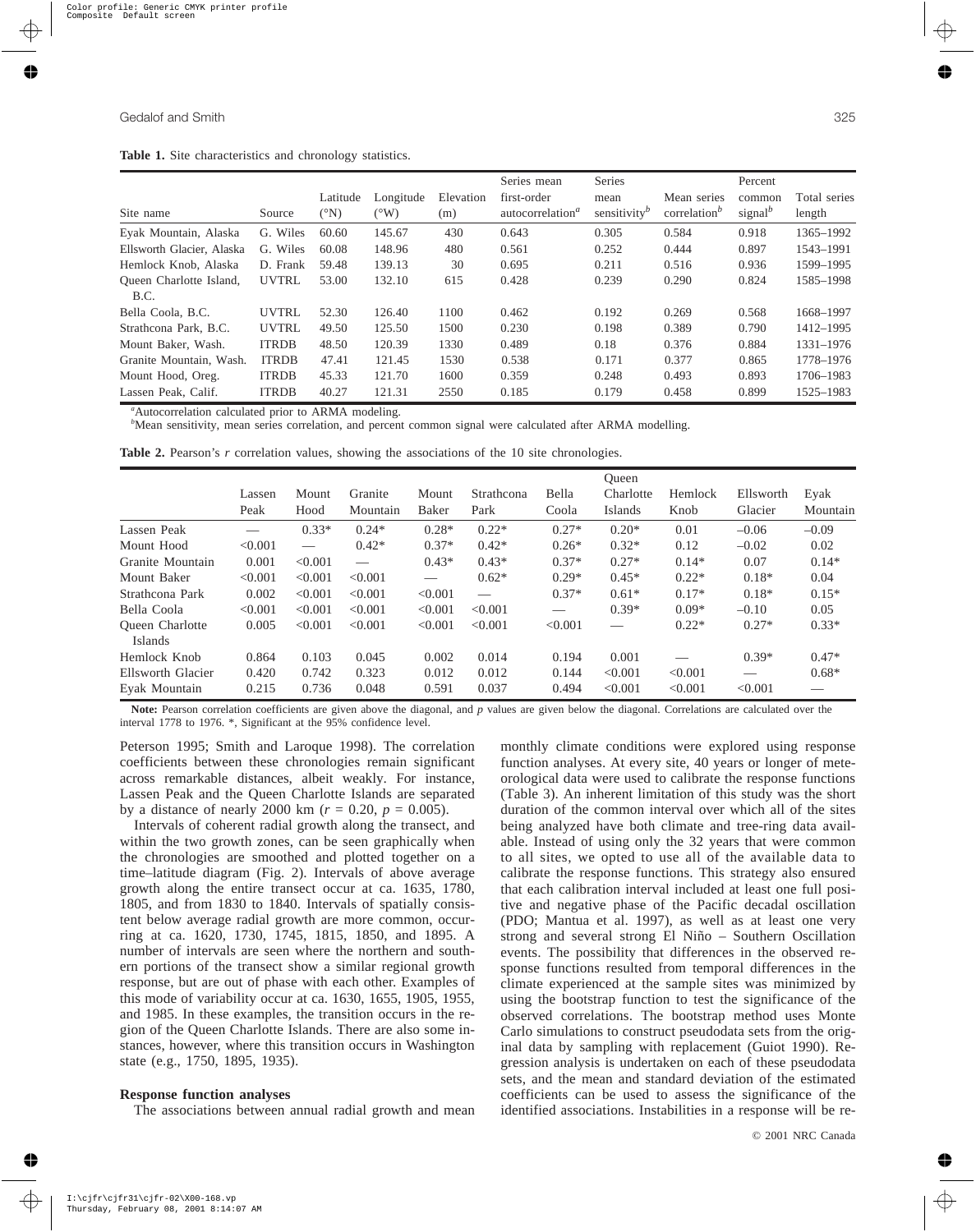**Table 1.** Site characteristics and chronology statistics.

| Site name | Source | Latitude (°N) | Longitude (°W) | Elevation (m) | Series mean first-order autocorrelation[a] | Series mean sensitivity[b] | Mean series correlation[b] | Percent common signal[b] | Total series length |
|---|---|---|---|---|---|---|---|---|---|
| Eyak Mountain, Alaska | G. Wiles | 60.60 | 145.67 | 430 | 0.643 | 0.305 | 0.584 | 0.918 | 1365–1992 |
| Ellsworth Glacier, Alaska | G. Wiles | 60.08 | 148.96 | 480 | 0.561 | 0.252 | 0.444 | 0.897 | 1543–1991 |
| Hemlock Knob, Alaska | D. Frank | 59.48 | 139.13 | 30 | 0.695 | 0.211 | 0.516 | 0.936 | 1599–1995 |
| Queen Charlotte Island, B.C. | UVTRL | 53.00 | 132.10 | 615 | 0.428 | 0.239 | 0.290 | 0.824 | 1585–1998 |
| Bella Coola, B.C. | UVTRL | 52.30 | 126.40 | 1100 | 0.462 | 0.192 | 0.269 | 0.568 | 1668–1997 |
| Strathcona Park, B.C. | UVTRL | 49.50 | 125.50 | 1500 | 0.230 | 0.198 | 0.389 | 0.790 | 1412–1995 |
| Mount Baker, Wash. | ITRDB | 48.50 | 120.39 | 1330 | 0.489 | 0.18 | 0.376 | 0.884 | 1331–1976 |
| Granite Mountain, Wash. | ITRDB | 47.41 | 121.45 | 1530 | 0.538 | 0.171 | 0.377 | 0.865 | 1778–1976 |
| Mount Hood, Oreg. | ITRDB | 45.33 | 121.70 | 1600 | 0.359 | 0.248 | 0.493 | 0.893 | 1706–1983 |
| Lassen Peak, Calif. | ITRDB | 40.27 | 121.31 | 2550 | 0.185 | 0.179 | 0.458 | 0.899 | 1525–1983 |

[a]Autocorrelation calculated prior to ARMA modeling.
[b]Mean sensitivity, mean series correlation, and percent common signal were calculated after ARMA modelling.

**Table 2.** Pearson's *r* correlation values, showing the associations of the 10 site chronologies.

| | Lassen Peak | Mount Hood | Granite Mountain | Mount Baker | Strathcona Park | Bella Coola | Queen Charlotte Islands | Hemlock Knob | Ellsworth Glacier | Eyak Mountain |
|---|---|---|---|---|---|---|---|---|---|---|
| Lassen Peak | — | 0.33* | 0.24* | 0.28* | 0.22* | 0.27* | 0.20* | 0.01 | –0.06 | –0.09 |
| Mount Hood | <0.001 | — | 0.42* | 0.37* | 0.42* | 0.26* | 0.32* | 0.12 | –0.02 | 0.02 |
| Granite Mountain | 0.001 | <0.001 | — | 0.43* | 0.43* | 0.37* | 0.27* | 0.14* | 0.07 | 0.14* |
| Mount Baker | <0.001 | <0.001 | <0.001 | — | 0.62* | 0.29* | 0.45* | 0.22* | 0.18* | 0.04 |
| Strathcona Park | 0.002 | <0.001 | <0.001 | <0.001 | — | 0.37* | 0.61* | 0.17* | 0.18* | 0.15* |
| Bella Coola | <0.001 | <0.001 | <0.001 | <0.001 | <0.001 | — | 0.39* | 0.09* | –0.10 | 0.05 |
| Queen Charlotte Islands | 0.005 | <0.001 | <0.001 | <0.001 | <0.001 | <0.001 | — | 0.22* | 0.27* | 0.33* |
| Hemlock Knob | 0.864 | 0.103 | 0.045 | 0.002 | 0.014 | 0.194 | 0.001 | — | 0.39* | 0.47* |
| Ellsworth Glacier | 0.420 | 0.742 | 0.323 | 0.012 | 0.012 | 0.144 | <0.001 | <0.001 | — | 0.68* |
| Eyak Mountain | 0.215 | 0.736 | 0.048 | 0.591 | 0.037 | 0.494 | <0.001 | <0.001 | <0.001 | — |

**Note:** Pearson correlation coefficients are given above the diagonal, and *p* values are given below the diagonal. Correlations are calculated over the interval 1778 to 1976. *, Significant at the 95% confidence level.

Peterson 1995; Smith and Laroque 1998). The correlation coefficients between these chronologies remain significant across remarkable distances, albeit weakly. For instance, Lassen Peak and the Queen Charlotte Islands are separated by a distance of nearly 2000 km ($r = 0.20$, $p = 0.005$).

Intervals of coherent radial growth along the transect, and within the two growth zones, can be seen graphically when the chronologies are smoothed and plotted together on a time–latitude diagram (Fig. 2). Intervals of above average growth along the entire transect occur at ca. 1635, 1780, 1805, and from 1830 to 1840. Intervals of spatially consistent below average radial growth are more common, occurring at ca. 1620, 1730, 1745, 1815, 1850, and 1895. A number of intervals are seen where the northern and southern portions of the transect show a similar regional growth response, but are out of phase with each other. Examples of this mode of variability occur at ca. 1630, 1655, 1905, 1955, and 1985. In these examples, the transition occurs in the region of the Queen Charlotte Islands. There are also some instances, however, where this transition occurs in Washington state (e.g., 1750, 1895, 1935).

### Response function analyses

The associations between annual radial growth and mean monthly climate conditions were explored using response function analyses. At every site, 40 years or longer of meteorological data were used to calibrate the response functions (Table 3). An inherent limitation of this study was the short duration of the common interval over which all of the sites being analyzed have both climate and tree-ring data available. Instead of using only the 32 years that were common to all sites, we opted to use all of the available data to calibrate the response functions. This strategy also ensured that each calibration interval included at least one full positive and negative phase of the Pacific decadal oscillation (PDO; Mantua et al. 1997), as well as at least one very strong and several strong El Niño – Southern Oscillation events. The possibility that differences in the observed response functions resulted from temporal differences in the climate experienced at the sample sites was minimized by using the bootstrap function to test the significance of the observed correlations. The bootstrap method uses Monte Carlo simulations to construct pseudodata sets from the original data by sampling with replacement (Guiot 1990). Regression analysis is undertaken on each of these pseudodata sets, and the mean and standard deviation of the estimated coefficients can be used to assess the significance of the identified associations. Instabilities in a response will be re-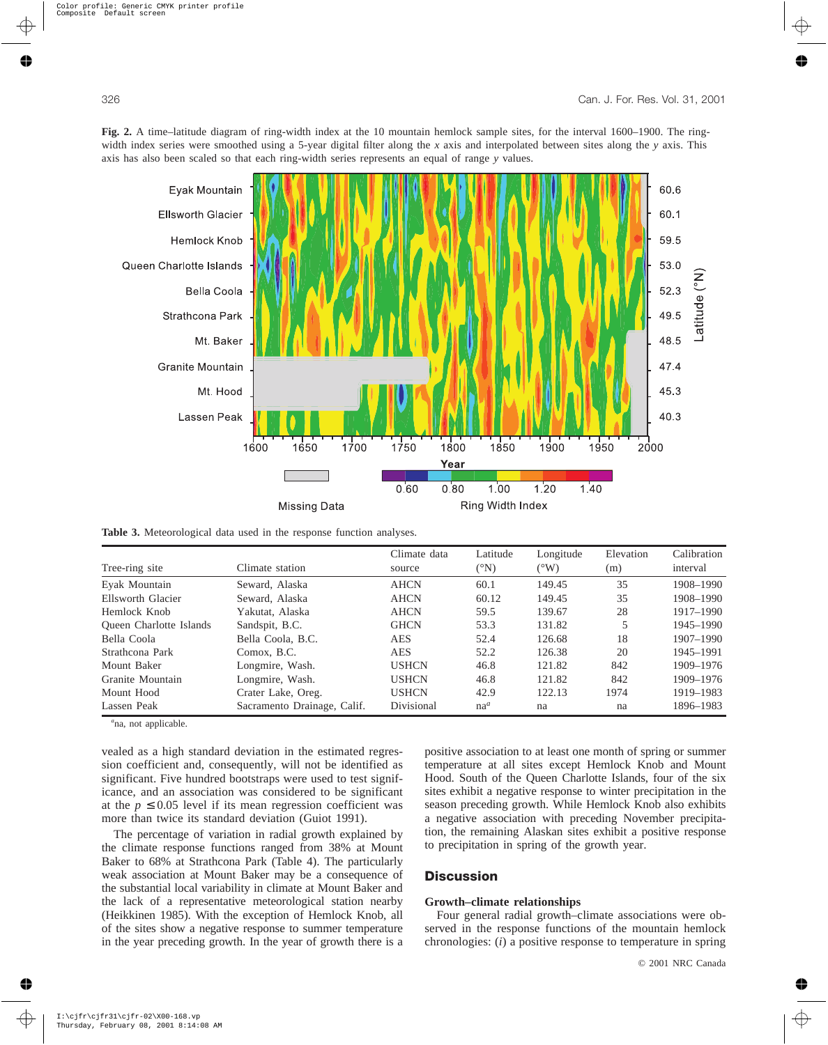**Fig. 2.** A time–latitude diagram of ring-width index at the 10 mountain hemlock sample sites, for the interval 1600–1900. The ring-width index series were smoothed using a 5-year digital filter along the *x* axis and interpolated between sites along the *y* axis. This axis has also been scaled so that each ring-width series represents an equal of range *y* values.

**Table 3.** Meteorological data used in the response function analyses.

| Tree-ring site | Climate station | Climate data source | Latitude (°N) | Longitude (°W) | Elevation (m) | Calibration interval |
|---|---|---|---|---|---|---|
| Eyak Mountain | Seward, Alaska | AHCN | 60.1 | 149.45 | 35 | 1908–1990 |
| Ellsworth Glacier | Seward, Alaska | AHCN | 60.12 | 149.45 | 35 | 1908–1990 |
| Hemlock Knob | Yakutat, Alaska | AHCN | 59.5 | 139.67 | 28 | 1917–1990 |
| Queen Charlotte Islands | Sandspit, B.C. | GHCN | 53.3 | 131.82 | 5 | 1945–1990 |
| Bella Coola | Bella Coola, B.C. | AES | 52.4 | 126.68 | 18 | 1907–1990 |
| Strathcona Park | Comox, B.C. | AES | 52.2 | 126.38 | 20 | 1945–1991 |
| Mount Baker | Longmire, Wash. | USHCN | 46.8 | 121.82 | 842 | 1909–1976 |
| Granite Mountain | Longmire, Wash. | USHCN | 46.8 | 121.82 | 842 | 1909–1976 |
| Mount Hood | Crater Lake, Oreg. | USHCN | 42.9 | 122.13 | 1974 | 1919–1983 |
| Lassen Peak | Sacramento Drainage, Calif. | Divisional | na[a] | na | na | 1896–1983 |

[a]na, not applicable.

vealed as a high standard deviation in the estimated regression coefficient and, consequently, will not be identified as significant. Five hundred bootstraps were used to test significance, and an association was considered to be significant at the $p \leq 0.05$ level if its mean regression coefficient was more than twice its standard deviation (Guiot 1991).

The percentage of variation in radial growth explained by the climate response functions ranged from 38% at Mount Baker to 68% at Strathcona Park (Table 4). The particularly weak association at Mount Baker may be a consequence of the substantial local variability in climate at Mount Baker and the lack of a representative meteorological station nearby (Heikkinen 1985). With the exception of Hemlock Knob, all of the sites show a negative response to summer temperature in the year preceding growth. In the year of growth there is a positive association to at least one month of spring or summer temperature at all sites except Hemlock Knob and Mount Hood. South of the Queen Charlotte Islands, four of the six sites exhibit a negative response to winter precipitation in the season preceding growth. While Hemlock Knob also exhibits a negative association with preceding November precipitation, the remaining Alaskan sites exhibit a positive response to precipitation in spring of the growth year.

## Discussion

### Growth–climate relationships

Four general radial growth–climate associations were observed in the response functions of the mountain hemlock chronologies: (*i*) a positive response to temperature in spring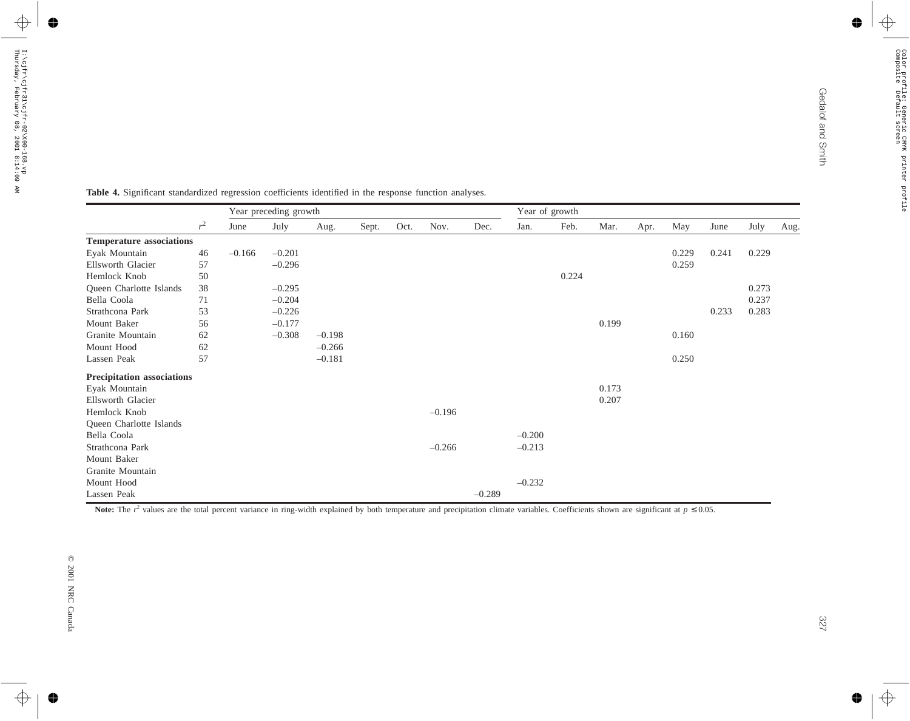**Table 4.** Significant standardized regression coefficients identified in the response function analyses.

| | $r^2$ | Year preceding growth | | | | | | | Year of growth | | | | | | | |
|---|---|---|---|---|---|---|---|---|---|---|---|---|---|---|---|---|
| | | June | July | Aug. | Sept. | Oct. | Nov. | Dec. | Jan. | Feb. | Mar. | Apr. | May | June | July | Aug. |
| **Temperature associations** | | | | | | | | | | | | | | | | |
| Eyak Mountain | 46 | –0.166 | –0.201 | | | | | | | | | | 0.229 | 0.241 | 0.229 | |
| Ellsworth Glacier | 57 | | –0.296 | | | | | | | | | | 0.259 | | | |
| Hemlock Knob | 50 | | | | | | | | | 0.224 | | | | | | |
| Queen Charlotte Islands | 38 | | –0.295 | | | | | | | | | | | | 0.273 | |
| Bella Coola | 71 | | –0.204 | | | | | | | | | | | | 0.237 | |
| Strathcona Park | 53 | | –0.226 | | | | | | | | | | | 0.233 | 0.283 | |
| Mount Baker | 56 | | –0.177 | | | | | | | | 0.199 | | | | | |
| Granite Mountain | 62 | | –0.308 | –0.198 | | | | | | | | | 0.160 | | | |
| Mount Hood | 62 | | | –0.266 | | | | | | | | | | | | |
| Lassen Peak | 57 | | | –0.181 | | | | | | | | | 0.250 | | | |
| **Precipitation associations** | | | | | | | | | | | | | | | | |
| Eyak Mountain | | | | | | | | | | | 0.173 | | | | | |
| Ellsworth Glacier | | | | | | | | | | | 0.207 | | | | | |
| Hemlock Knob | | | | | | | –0.196 | | | | | | | | | |
| Queen Charlotte Islands | | | | | | | | | | | | | | | | |
| Bella Coola | | | | | | | | | –0.200 | | | | | | | |
| Strathcona Park | | | | | | | –0.266 | | –0.213 | | | | | | | |
| Mount Baker | | | | | | | | | | | | | | | | |
| Granite Mountain | | | | | | | | | | | | | | | | |
| Mount Hood | | | | | | | | | –0.232 | | | | | | | |
| Lassen Peak | | | | | | | | –0.289 | | | | | | | | |

**Note:** The $r^2$ values are the total percent variance in ring-width explained by both temperature and precipitation climate variables. Coefficients shown are significant at $p \leq 0.05$.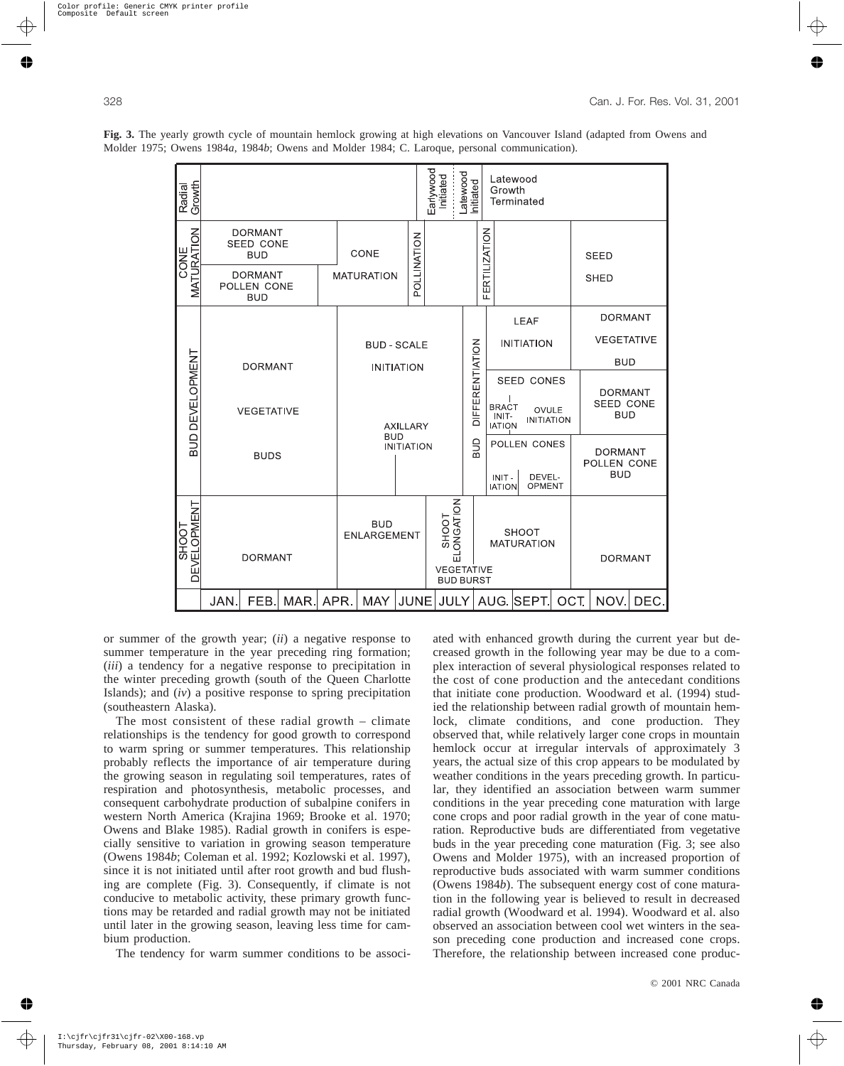**Fig. 3.** The yearly growth cycle of mountain hemlock growing at high elevations on Vancouver Island (adapted from Owens and Molder 1975; Owens 1984*a*, 1984*b*; Owens and Molder 1984; C. Laroque, personal communication).

or summer of the growth year; (*ii*) a negative response to summer temperature in the year preceding ring formation; (*iii*) a tendency for a negative response to precipitation in the winter preceding growth (south of the Queen Charlotte Islands); and (*iv*) a positive response to spring precipitation (southeastern Alaska).

The most consistent of these radial growth – climate relationships is the tendency for good growth to correspond to warm spring or summer temperatures. This relationship probably reflects the importance of air temperature during the growing season in regulating soil temperatures, rates of respiration and photosynthesis, metabolic processes, and consequent carbohydrate production of subalpine conifers in western North America (Krajina 1969; Brooke et al. 1970; Owens and Blake 1985). Radial growth in conifers is especially sensitive to variation in growing season temperature (Owens 1984*b*; Coleman et al. 1992; Kozlowski et al. 1997), since it is not initiated until after root growth and bud flushing are complete (Fig. 3). Consequently, if climate is not conducive to metabolic activity, these primary growth functions may be retarded and radial growth may not be initiated until later in the growing season, leaving less time for cambium production.

The tendency for warm summer conditions to be associated with enhanced growth during the current year but decreased growth in the following year may be due to a complex interaction of several physiological responses related to the cost of cone production and the antecedent conditions that initiate cone production. Woodward et al. (1994) studied the relationship between radial growth of mountain hemlock, climate conditions, and cone production. They observed that, while relatively larger cone crops in mountain hemlock occur at irregular intervals of approximately 3 years, the actual size of this crop appears to be modulated by weather conditions in the years preceding growth. In particular, they identified an association between warm summer conditions in the year preceding cone maturation with large cone crops and poor radial growth in the year of cone maturation. Reproductive buds are differentiated from vegetative buds in the year preceding cone maturation (Fig. 3; see also Owens and Molder 1975), with an increased proportion of reproductive buds associated with warm summer conditions (Owens 1984*b*). The subsequent energy cost of cone maturation in the following year is believed to result in decreased radial growth (Woodward et al. 1994). Woodward et al. also observed an association between cool wet winters in the season preceding cone production and increased cone crops. Therefore, the relationship between increased cone produc-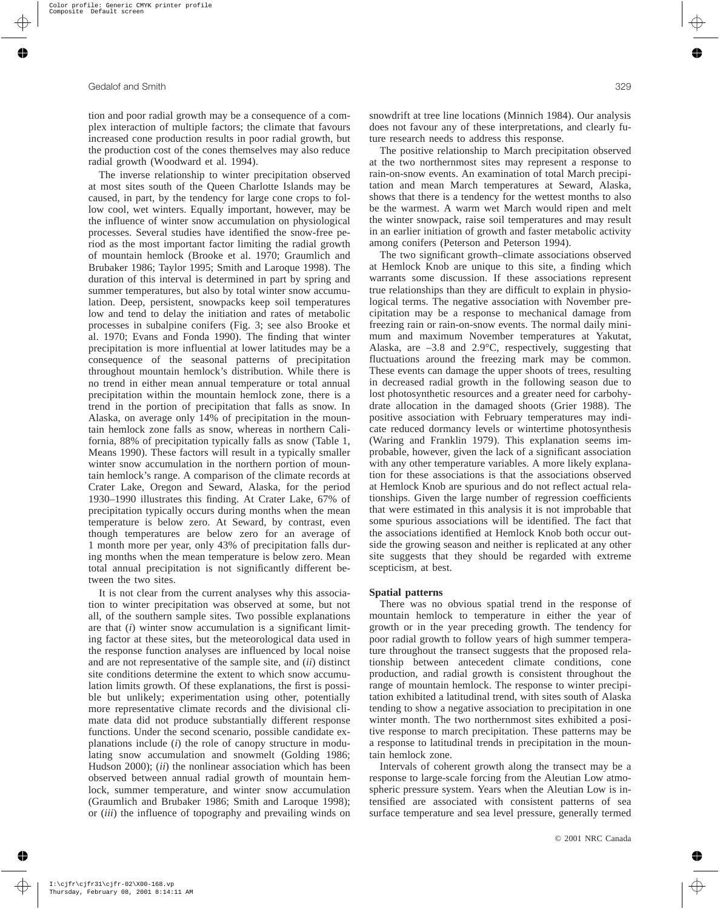tion and poor radial growth may be a consequence of a complex interaction of multiple factors; the climate that favours increased cone production results in poor radial growth, but the production cost of the cones themselves may also reduce radial growth (Woodward et al. 1994).

The inverse relationship to winter precipitation observed at most sites south of the Queen Charlotte Islands may be caused, in part, by the tendency for large cone crops to follow cool, wet winters. Equally important, however, may be the influence of winter snow accumulation on physiological processes. Several studies have identified the snow-free period as the most important factor limiting the radial growth of mountain hemlock (Brooke et al. 1970; Graumlich and Brubaker 1986; Taylor 1995; Smith and Laroque 1998). The duration of this interval is determined in part by spring and summer temperatures, but also by total winter snow accumulation. Deep, persistent, snowpacks keep soil temperatures low and tend to delay the initiation and rates of metabolic processes in subalpine conifers (Fig. 3; see also Brooke et al. 1970; Evans and Fonda 1990). The finding that winter precipitation is more influential at lower latitudes may be a consequence of the seasonal patterns of precipitation throughout mountain hemlock's distribution. While there is no trend in either mean annual temperature or total annual precipitation within the mountain hemlock zone, there is a trend in the portion of precipitation that falls as snow. In Alaska, on average only 14% of precipitation in the mountain hemlock zone falls as snow, whereas in northern California, 88% of precipitation typically falls as snow (Table 1, Means 1990). These factors will result in a typically smaller winter snow accumulation in the northern portion of mountain hemlock's range. A comparison of the climate records at Crater Lake, Oregon and Seward, Alaska, for the period 1930–1990 illustrates this finding. At Crater Lake, 67% of precipitation typically occurs during months when the mean temperature is below zero. At Seward, by contrast, even though temperatures are below zero for an average of 1 month more per year, only 43% of precipitation falls during months when the mean temperature is below zero. Mean total annual precipitation is not significantly different between the two sites.

It is not clear from the current analyses why this association to winter precipitation was observed at some, but not all, of the southern sample sites. Two possible explanations are that (*i*) winter snow accumulation is a significant limiting factor at these sites, but the meteorological data used in the response function analyses are influenced by local noise and are not representative of the sample site, and (*ii*) distinct site conditions determine the extent to which snow accumulation limits growth. Of these explanations, the first is possible but unlikely; experimentation using other, potentially more representative climate records and the divisional climate data did not produce substantially different response functions. Under the second scenario, possible candidate explanations include (*i*) the role of canopy structure in modulating snow accumulation and snowmelt (Golding 1986; Hudson 2000); (*ii*) the nonlinear association which has been observed between annual radial growth of mountain hemlock, summer temperature, and winter snow accumulation (Graumlich and Brubaker 1986; Smith and Laroque 1998); or (*iii*) the influence of topography and prevailing winds on snowdrift at tree line locations (Minnich 1984). Our analysis does not favour any of these interpretations, and clearly future research needs to address this response.

The positive relationship to March precipitation observed at the two northernmost sites may represent a response to rain-on-snow events. An examination of total March precipitation and mean March temperatures at Seward, Alaska, shows that there is a tendency for the wettest months to also be the warmest. A warm wet March would ripen and melt the winter snowpack, raise soil temperatures and may result in an earlier initiation of growth and faster metabolic activity among conifers (Peterson and Peterson 1994).

The two significant growth–climate associations observed at Hemlock Knob are unique to this site, a finding which warrants some discussion. If these associations represent true relationships than they are difficult to explain in physiological terms. The negative association with November precipitation may be a response to mechanical damage from freezing rain or rain-on-snow events. The normal daily minimum and maximum November temperatures at Yakutat, Alaska, are –3.8 and 2.9°C, respectively, suggesting that fluctuations around the freezing mark may be common. These events can damage the upper shoots of trees, resulting in decreased radial growth in the following season due to lost photosynthetic resources and a greater need for carbohydrate allocation in the damaged shoots (Grier 1988). The positive association with February temperatures may indicate reduced dormancy levels or wintertime photosynthesis (Waring and Franklin 1979). This explanation seems improbable, however, given the lack of a significant association with any other temperature variables. A more likely explanation for these associations is that the associations observed at Hemlock Knob are spurious and do not reflect actual relationships. Given the large number of regression coefficients that were estimated in this analysis it is not improbable that some spurious associations will be identified. The fact that the associations identified at Hemlock Knob both occur outside the growing season and neither is replicated at any other site suggests that they should be regarded with extreme scepticism, at best.

### Spatial patterns

There was no obvious spatial trend in the response of mountain hemlock to temperature in either the year of growth or in the year preceding growth. The tendency for poor radial growth to follow years of high summer temperature throughout the transect suggests that the proposed relationship between antecedent climate conditions, cone production, and radial growth is consistent throughout the range of mountain hemlock. The response to winter precipitation exhibited a latitudinal trend, with sites south of Alaska tending to show a negative association to precipitation in one winter month. The two northernmost sites exhibited a positive response to march precipitation. These patterns may be a response to latitudinal trends in precipitation in the mountain hemlock zone.

Intervals of coherent growth along the transect may be a response to large-scale forcing from the Aleutian Low atmospheric pressure system. Years when the Aleutian Low is intensified are associated with consistent patterns of sea surface temperature and sea level pressure, generally termed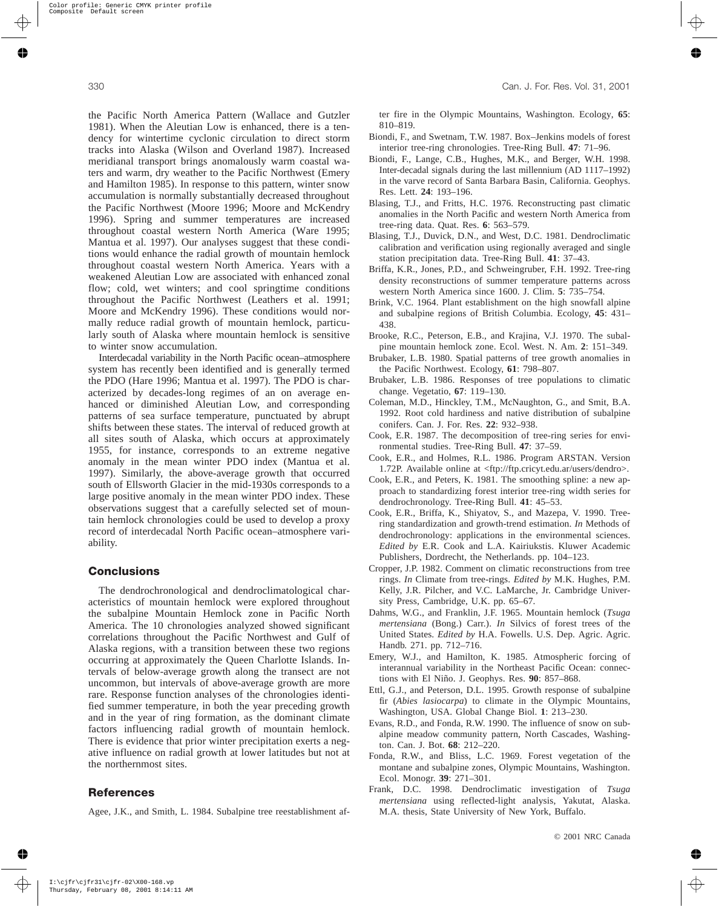the Pacific North America Pattern (Wallace and Gutzler 1981). When the Aleutian Low is enhanced, there is a tendency for wintertime cyclonic circulation to direct storm tracks into Alaska (Wilson and Overland 1987). Increased meridianal transport brings anomalously warm coastal waters and warm, dry weather to the Pacific Northwest (Emery and Hamilton 1985). In response to this pattern, winter snow accumulation is normally substantially decreased throughout the Pacific Northwest (Moore 1996; Moore and McKendry 1996). Spring and summer temperatures are increased throughout coastal western North America (Ware 1995; Mantua et al. 1997). Our analyses suggest that these conditions would enhance the radial growth of mountain hemlock throughout coastal western North America. Years with a weakened Aleutian Low are associated with enhanced zonal flow; cold, wet winters; and cool springtime conditions throughout the Pacific Northwest (Leathers et al. 1991; Moore and McKendry 1996). These conditions would normally reduce radial growth of mountain hemlock, particularly south of Alaska where mountain hemlock is sensitive to winter snow accumulation.

Interdecadal variability in the North Pacific ocean–atmosphere system has recently been identified and is generally termed the PDO (Hare 1996; Mantua et al. 1997). The PDO is characterized by decades-long regimes of an on average enhanced or diminished Aleutian Low, and corresponding patterns of sea surface temperature, punctuated by abrupt shifts between these states. The interval of reduced growth at all sites south of Alaska, which occurs at approximately 1955, for instance, corresponds to an extreme negative anomaly in the mean winter PDO index (Mantua et al. 1997). Similarly, the above-average growth that occurred south of Ellsworth Glacier in the mid-1930s corresponds to a large positive anomaly in the mean winter PDO index. These observations suggest that a carefully selected set of mountain hemlock chronologies could be used to develop a proxy record of interdecadal North Pacific ocean–atmosphere variability.

## Conclusions

The dendrochronological and dendroclimatological characteristics of mountain hemlock were explored throughout the subalpine Mountain Hemlock zone in Pacific North America. The 10 chronologies analyzed showed significant correlations throughout the Pacific Northwest and Gulf of Alaska regions, with a transition between these two regions occurring at approximately the Queen Charlotte Islands. Intervals of below-average growth along the transect are not uncommon, but intervals of above-average growth are more rare. Response function analyses of the chronologies identified summer temperature, in both the year preceding growth and in the year of ring formation, as the dominant climate factors influencing radial growth of mountain hemlock. There is evidence that prior winter precipitation exerts a negative influence on radial growth at lower latitudes but not at the northernmost sites.

## References

Agee, J.K., and Smith, L. 1984. Subalpine tree reestablishment after fire in the Olympic Mountains, Washington. Ecology, **65**: 810–819.

Biondi, F., and Swetnam, T.W. 1987. Box–Jenkins models of forest interior tree-ring chronologies. Tree-Ring Bull. **47**: 71–96.

Biondi, F., Lange, C.B., Hughes, M.K., and Berger, W.H. 1998. Inter-decadal signals during the last millennium (AD 1117–1992) in the varve record of Santa Barbara Basin, California. Geophys. Res. Lett. **24**: 193–196.

Blasing, T.J., and Fritts, H.C. 1976. Reconstructing past climatic anomalies in the North Pacific and western North America from tree-ring data. Quat. Res. **6**: 563–579.

Blasing, T.J., Duvick, D.N., and West, D.C. 1981. Dendroclimatic calibration and verification using regionally averaged and single station precipitation data. Tree-Ring Bull. **41**: 37–43.

Briffa, K.R., Jones, P.D., and Schweingruber, F.H. 1992. Tree-ring density reconstructions of summer temperature patterns across western North America since 1600. J. Clim. **5**: 735–754.

Brink, V.C. 1964. Plant establishment on the high snowfall alpine and subalpine regions of British Columbia. Ecology, **45**: 431–438.

Brooke, R.C., Peterson, E.B., and Krajina, V.J. 1970. The subalpine mountain hemlock zone. Ecol. West. N. Am. **2**: 151–349.

Brubaker, L.B. 1980. Spatial patterns of tree growth anomalies in the Pacific Northwest. Ecology, **61**: 798–807.

Brubaker, L.B. 1986. Responses of tree populations to climatic change. Vegetatio, **67**: 119–130.

Coleman, M.D., Hinckley, T.M., McNaughton, G., and Smit, B.A. 1992. Root cold hardiness and native distribution of subalpine conifers. Can. J. For. Res. **22**: 932–938.

Cook, E.R. 1987. The decomposition of tree-ring series for environmental studies. Tree-Ring Bull. **47**: 37–59.

Cook, E.R., and Holmes, R.L. 1986. Program ARSTAN. Version 1.72P. Available online at <ftp://ftp.cricyt.edu.ar/users/dendro>.

Cook, E.R., and Peters, K. 1981. The smoothing spline: a new approach to standardizing forest interior tree-ring width series for dendrochronology. Tree-Ring Bull. **41**: 45–53.

Cook, E.R., Briffa, K., Shiyatov, S., and Mazepa, V. 1990. Tree-ring standardization and growth-trend estimation. *In* Methods of dendrochronology: applications in the environmental sciences. *Edited by* E.R. Cook and L.A. Kairiukstis. Kluwer Academic Publishers, Dordrecht, the Netherlands. pp. 104–123.

Cropper, J.P. 1982. Comment on climatic reconstructions from tree rings. *In* Climate from tree-rings. *Edited by* M.K. Hughes, P.M. Kelly, J.R. Pilcher, and V.C. LaMarche, Jr. Cambridge University Press, Cambridge, U.K. pp. 65–67.

Dahms, W.G., and Franklin, J.F. 1965. Mountain hemlock (*Tsuga mertensiana* (Bong.) Carr.). *In* Silvics of forest trees of the United States. *Edited by* H.A. Fowells. U.S. Dep. Agric. Agric. Handb. 271. pp. 712–716.

Emery, W.J., and Hamilton, K. 1985. Atmospheric forcing of interannual variability in the Northeast Pacific Ocean: connections with El Niño. J. Geophys. Res. **90**: 857–868.

Ettl, G.J., and Peterson, D.L. 1995. Growth response of subalpine fir (*Abies lasiocarpa*) to climate in the Olympic Mountains, Washington, USA. Global Change Biol. **1**: 213–230.

Evans, R.D., and Fonda, R.W. 1990. The influence of snow on subalpine meadow community pattern, North Cascades, Washington. Can. J. Bot. **68**: 212–220.

Fonda, R.W., and Bliss, L.C. 1969. Forest vegetation of the montane and subalpine zones, Olympic Mountains, Washington. Ecol. Monogr. **39**: 271–301.

Frank, D.C. 1998. Dendroclimatic investigation of *Tsuga mertensiana* using reflected-light analysis, Yakutat, Alaska. M.A. thesis, State University of New York, Buffalo.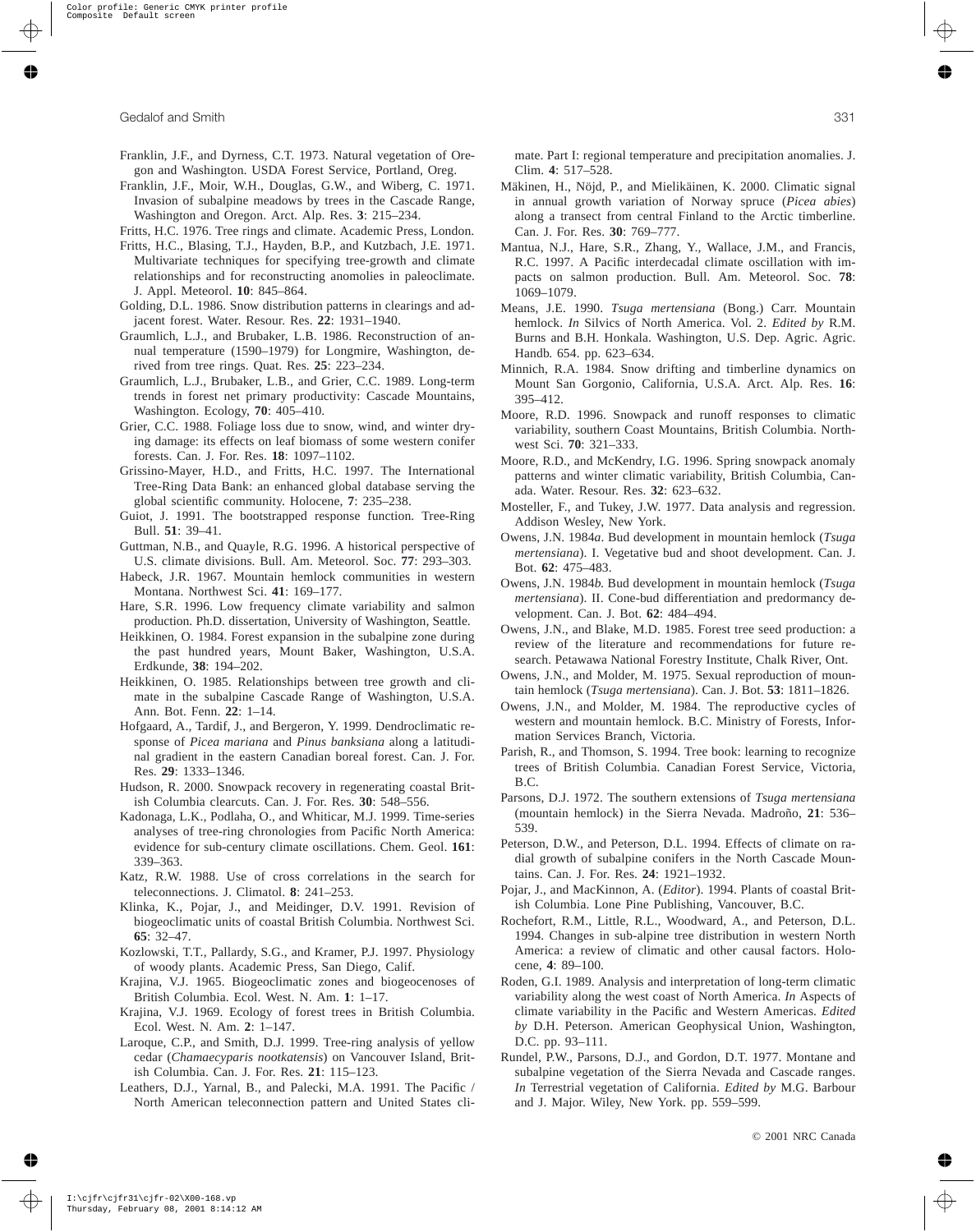Franklin, J.F., and Dyrness, C.T. 1973. Natural vegetation of Oregon and Washington. USDA Forest Service, Portland, Oreg.

Franklin, J.F., Moir, W.H., Douglas, G.W., and Wiberg, C. 1971. Invasion of subalpine meadows by trees in the Cascade Range, Washington and Oregon. Arct. Alp. Res. **3**: 215–234.

Fritts, H.C. 1976. Tree rings and climate. Academic Press, London.

Fritts, H.C., Blasing, T.J., Hayden, B.P., and Kutzbach, J.E. 1971. Multivariate techniques for specifying tree-growth and climate relationships and for reconstructing anomolies in paleoclimate. J. Appl. Meteorol. **10**: 845–864.

Golding, D.L. 1986. Snow distribution patterns in clearings and adjacent forest. Water. Resour. Res. **22**: 1931–1940.

Graumlich, L.J., and Brubaker, L.B. 1986. Reconstruction of annual temperature (1590–1979) for Longmire, Washington, derived from tree rings. Quat. Res. **25**: 223–234.

Graumlich, L.J., Brubaker, L.B., and Grier, C.C. 1989. Long-term trends in forest net primary productivity: Cascade Mountains, Washington. Ecology, **70**: 405–410.

Grier, C.C. 1988. Foliage loss due to snow, wind, and winter drying damage: its effects on leaf biomass of some western conifer forests. Can. J. For. Res. **18**: 1097–1102.

Grissino-Mayer, H.D., and Fritts, H.C. 1997. The International Tree-Ring Data Bank: an enhanced global database serving the global scientific community. Holocene, **7**: 235–238.

Guiot, J. 1991. The bootstrapped response function. Tree-Ring Bull. **51**: 39–41.

Guttman, N.B., and Quayle, R.G. 1996. A historical perspective of U.S. climate divisions. Bull. Am. Meteorol. Soc. **77**: 293–303.

Habeck, J.R. 1967. Mountain hemlock communities in western Montana. Northwest Sci. **41**: 169–177.

Hare, S.R. 1996. Low frequency climate variability and salmon production. Ph.D. dissertation, University of Washington, Seattle.

Heikkinen, O. 1984. Forest expansion in the subalpine zone during the past hundred years, Mount Baker, Washington, U.S.A. Erdkunde, **38**: 194–202.

Heikkinen, O. 1985. Relationships between tree growth and climate in the subalpine Cascade Range of Washington, U.S.A. Ann. Bot. Fenn. **22**: 1–14.

Hofgaard, A., Tardif, J., and Bergeron, Y. 1999. Dendroclimatic response of *Picea mariana* and *Pinus banksiana* along a latitudinal gradient in the eastern Canadian boreal forest. Can. J. For. Res. **29**: 1333–1346.

Hudson, R. 2000. Snowpack recovery in regenerating coastal British Columbia clearcuts. Can. J. For. Res. **30**: 548–556.

Kadonaga, L.K., Podlaha, O., and Whiticar, M.J. 1999. Time-series analyses of tree-ring chronologies from Pacific North America: evidence for sub-century climate oscillations. Chem. Geol. **161**: 339–363.

Katz, R.W. 1988. Use of cross correlations in the search for teleconnections. J. Climatol. **8**: 241–253.

Klinka, K., Pojar, J., and Meidinger, D.V. 1991. Revision of biogeoclimatic units of coastal British Columbia. Northwest Sci. **65**: 32–47.

Kozlowski, T.T., Pallardy, S.G., and Kramer, P.J. 1997. Physiology of woody plants. Academic Press, San Diego, Calif.

Krajina, V.J. 1965. Biogeoclimatic zones and biogeocenoses of British Columbia. Ecol. West. N. Am. **1**: 1–17.

Krajina, V.J. 1969. Ecology of forest trees in British Columbia. Ecol. West. N. Am. **2**: 1–147.

Laroque, C.P., and Smith, D.J. 1999. Tree-ring analysis of yellow cedar (*Chamaecyparis nootkatensis*) on Vancouver Island, British Columbia. Can. J. For. Res. **21**: 115–123.

Leathers, D.J., Yarnal, B., and Palecki, M.A. 1991. The Pacific / North American teleconnection pattern and United States climate. Part I: regional temperature and precipitation anomalies. J. Clim. **4**: 517–528.

Mäkinen, H., Nöjd, P., and Mielikäinen, K. 2000. Climatic signal in annual growth variation of Norway spruce (*Picea abies*) along a transect from central Finland to the Arctic timberline. Can. J. For. Res. **30**: 769–777.

Mantua, N.J., Hare, S.R., Zhang, Y., Wallace, J.M., and Francis, R.C. 1997. A Pacific interdecadal climate oscillation with impacts on salmon production. Bull. Am. Meteorol. Soc. **78**: 1069–1079.

Means, J.E. 1990. *Tsuga mertensiana* (Bong.) Carr. Mountain hemlock. *In* Silvics of North America. Vol. 2. *Edited by* R.M. Burns and B.H. Honkala. Washington, U.S. Dep. Agric. Agric. Handb. 654. pp. 623–634.

Minnich, R.A. 1984. Snow drifting and timberline dynamics on Mount San Gorgonio, California, U.S.A. Arct. Alp. Res. **16**: 395–412.

Moore, R.D. 1996. Snowpack and runoff responses to climatic variability, southern Coast Mountains, British Columbia. Northwest Sci. **70**: 321–333.

Moore, R.D., and McKendry, I.G. 1996. Spring snowpack anomaly patterns and winter climatic variability, British Columbia, Canada. Water. Resour. Res. **32**: 623–632.

Mosteller, F., and Tukey, J.W. 1977. Data analysis and regression. Addison Wesley, New York.

Owens, J.N. 1984*a*. Bud development in mountain hemlock (*Tsuga mertensiana*). I. Vegetative bud and shoot development. Can. J. Bot. **62**: 475–483.

Owens, J.N. 1984*b*. Bud development in mountain hemlock (*Tsuga mertensiana*). II. Cone-bud differentiation and predormancy development. Can. J. Bot. **62**: 484–494.

Owens, J.N., and Blake, M.D. 1985. Forest tree seed production: a review of the literature and recommendations for future research. Petawawa National Forestry Institute, Chalk River, Ont.

Owens, J.N., and Molder, M. 1975. Sexual reproduction of mountain hemlock (*Tsuga mertensiana*). Can. J. Bot. **53**: 1811–1826.

Owens, J.N., and Molder, M. 1984. The reproductive cycles of western and mountain hemlock. B.C. Ministry of Forests, Information Services Branch, Victoria.

Parish, R., and Thomson, S. 1994. Tree book: learning to recognize trees of British Columbia. Canadian Forest Service, Victoria, B.C.

Parsons, D.J. 1972. The southern extensions of *Tsuga mertensiana* (mountain hemlock) in the Sierra Nevada. Madroño, **21**: 536–539.

Peterson, D.W., and Peterson, D.L. 1994. Effects of climate on radial growth of subalpine conifers in the North Cascade Mountains. Can. J. For. Res. **24**: 1921–1932.

Pojar, J., and MacKinnon, A. (*Editor*). 1994. Plants of coastal British Columbia. Lone Pine Publishing, Vancouver, B.C.

Rochefort, R.M., Little, R.L., Woodward, A., and Peterson, D.L. 1994. Changes in sub-alpine tree distribution in western North America: a review of climatic and other causal factors. Holocene, **4**: 89–100.

Roden, G.I. 1989. Analysis and interpretation of long-term climatic variability along the west coast of North America. *In* Aspects of climate variability in the Pacific and Western Americas. *Edited by* D.H. Peterson. American Geophysical Union, Washington, D.C. pp. 93–111.

Rundel, P.W., Parsons, D.J., and Gordon, D.T. 1977. Montane and subalpine vegetation of the Sierra Nevada and Cascade ranges. *In* Terrestrial vegetation of California. *Edited by* M.G. Barbour and J. Major. Wiley, New York. pp. 559–599.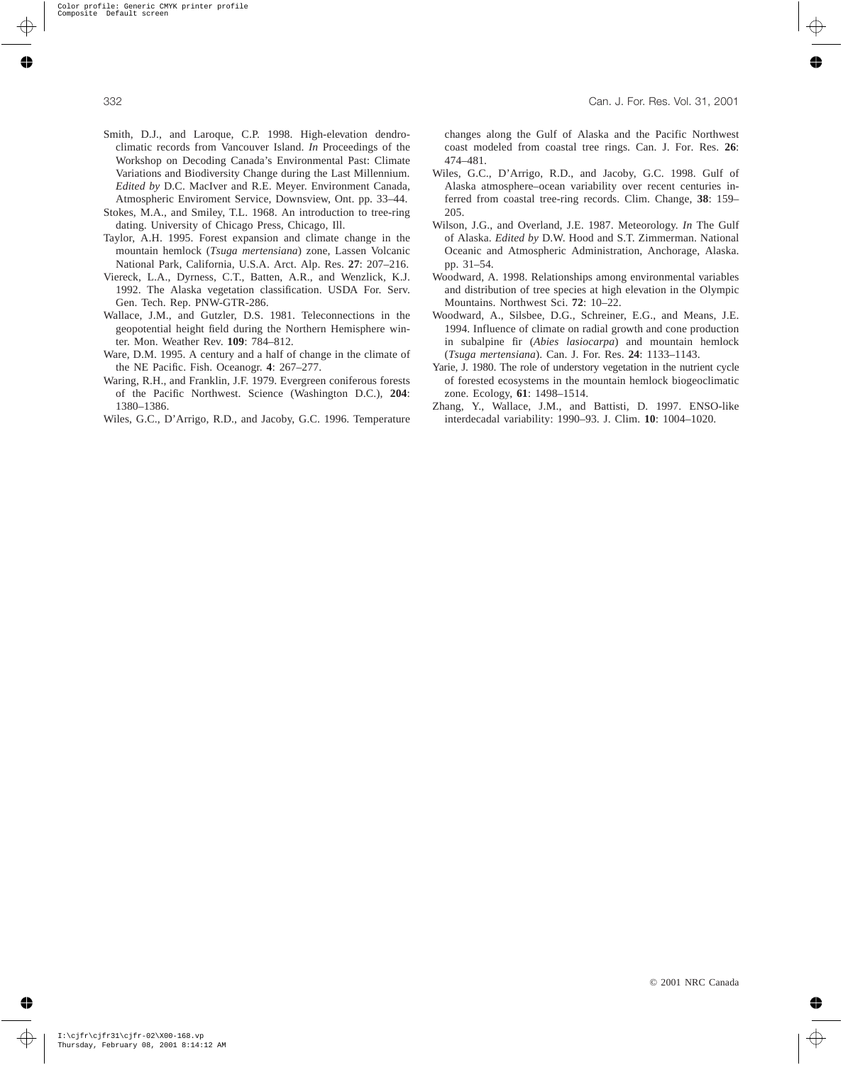Smith, D.J., and Laroque, C.P. 1998. High-elevation dendroclimatic records from Vancouver Island. *In* Proceedings of the Workshop on Decoding Canada's Environmental Past: Climate Variations and Biodiversity Change during the Last Millennium. *Edited by* D.C. MacIver and R.E. Meyer. Environment Canada, Atmospheric Enviroment Service, Downsview, Ont. pp. 33–44.

Stokes, M.A., and Smiley, T.L. 1968. An introduction to tree-ring dating. University of Chicago Press, Chicago, Ill.

Taylor, A.H. 1995. Forest expansion and climate change in the mountain hemlock (*Tsuga mertensiana*) zone, Lassen Volcanic National Park, California, U.S.A. Arct. Alp. Res. **27**: 207–216.

Viereck, L.A., Dyrness, C.T., Batten, A.R., and Wenzlick, K.J. 1992. The Alaska vegetation classification. USDA For. Serv. Gen. Tech. Rep. PNW-GTR-286.

Wallace, J.M., and Gutzler, D.S. 1981. Teleconnections in the geopotential height field during the Northern Hemisphere winter. Mon. Weather Rev. **109**: 784–812.

Ware, D.M. 1995. A century and a half of change in the climate of the NE Pacific. Fish. Oceanogr. **4**: 267–277.

Waring, R.H., and Franklin, J.F. 1979. Evergreen coniferous forests of the Pacific Northwest. Science (Washington D.C.), **204**: 1380–1386.

Wiles, G.C., D'Arrigo, R.D., and Jacoby, G.C. 1996. Temperature changes along the Gulf of Alaska and the Pacific Northwest coast modeled from coastal tree rings. Can. J. For. Res. **26**: 474–481.

Wiles, G.C., D'Arrigo, R.D., and Jacoby, G.C. 1998. Gulf of Alaska atmosphere–ocean variability over recent centuries inferred from coastal tree-ring records. Clim. Change, **38**: 159–205.

Wilson, J.G., and Overland, J.E. 1987. Meteorology. *In* The Gulf of Alaska. *Edited by* D.W. Hood and S.T. Zimmerman. National Oceanic and Atmospheric Administration, Anchorage, Alaska. pp. 31–54.

Woodward, A. 1998. Relationships among environmental variables and distribution of tree species at high elevation in the Olympic Mountains. Northwest Sci. **72**: 10–22.

Woodward, A., Silsbee, D.G., Schreiner, E.G., and Means, J.E. 1994. Influence of climate on radial growth and cone production in subalpine fir (*Abies lasiocarpa*) and mountain hemlock (*Tsuga mertensiana*). Can. J. For. Res. **24**: 1133–1143.

Yarie, J. 1980. The role of understory vegetation in the nutrient cycle of forested ecosystems in the mountain hemlock biogeoclimatic zone. Ecology, **61**: 1498–1514.

Zhang, Y., Wallace, J.M., and Battisti, D. 1997. ENSO-like interdecadal variability: 1990–93. J. Clim. **10**: 1004–1020.